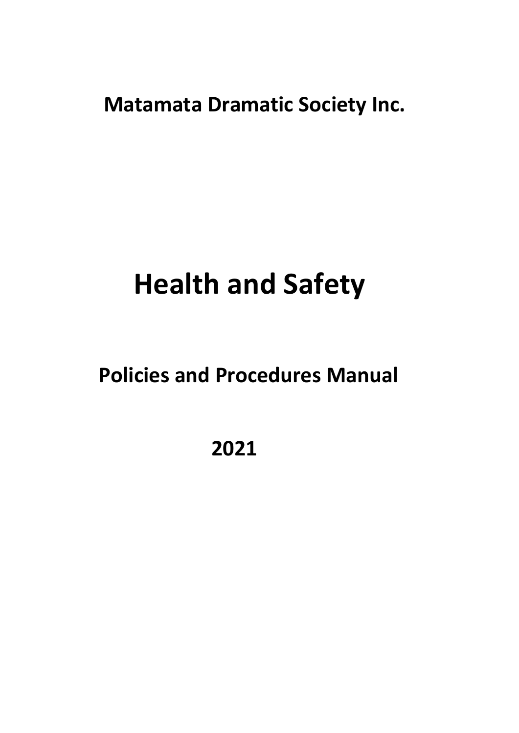**Matamata Dramatic Society Inc.**

# Health and Safety

## Policies and Procedures Manual

## 2021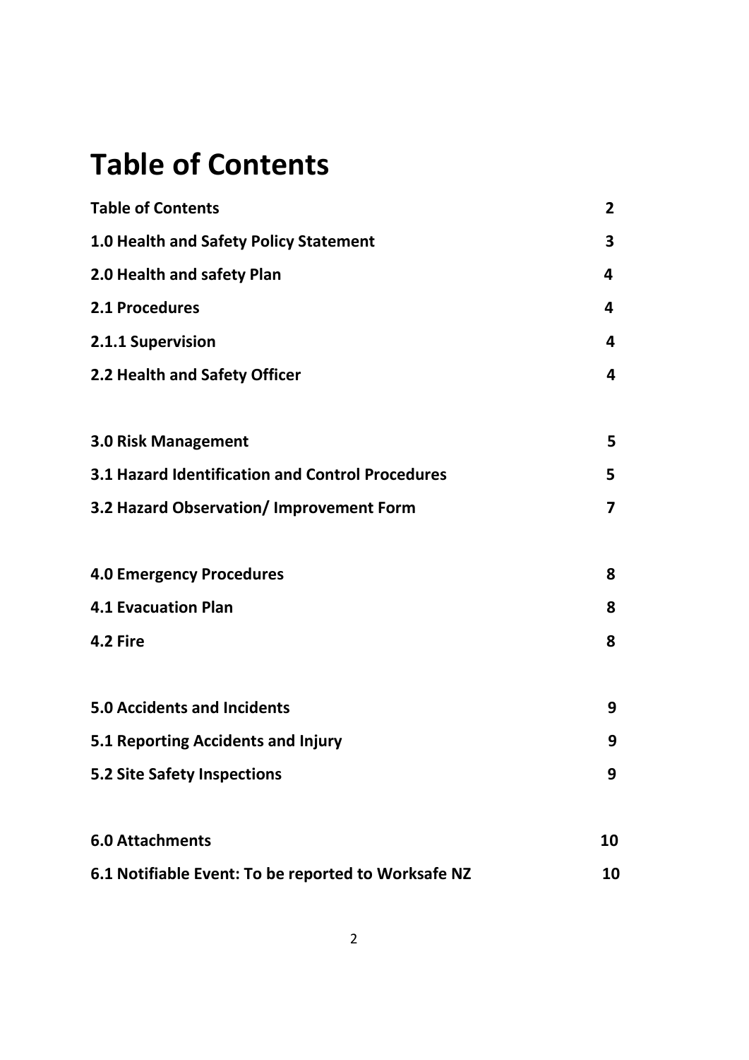# Table of Contents

| | |
|---|---|
| **Table of Contents** | **2** |
| **1.0 Health and Safety Policy Statement** | **3** |
| **2.0 Health and safety Plan** | **4** |
| **2.1 Procedures** | **4** |
| **2.1.1 Supervision** | **4** |
| **2.2 Health and Safety Officer** | **4** |
| **3.0 Risk Management** | **5** |
| **3.1 Hazard Identification and Control Procedures** | **5** |
| **3.2 Hazard Observation/ Improvement Form** | **7** |
| **4.0 Emergency Procedures** | **8** |
| **4.1 Evacuation Plan** | **8** |
| **4.2 Fire** | **8** |
| **5.0 Accidents and Incidents** | **9** |
| **5.1 Reporting Accidents and Injury** | **9** |
| **5.2 Site Safety Inspections** | **9** |
| **6.0 Attachments** | **10** |
| **6.1 Notifiable Event: To be reported to Worksafe NZ** | **10** |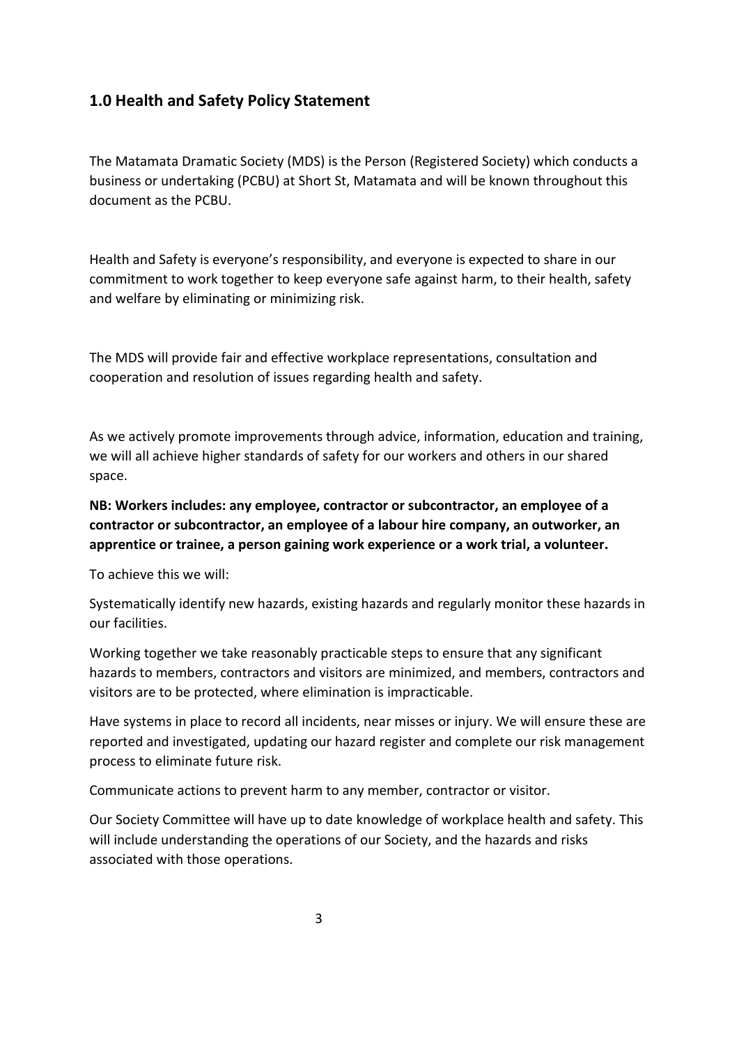## 1.0 Health and Safety Policy Statement

The Matamata Dramatic Society (MDS) is the Person (Registered Society) which conducts a business or undertaking (PCBU) at Short St, Matamata and will be known throughout this document as the PCBU.

Health and Safety is everyone's responsibility, and everyone is expected to share in our commitment to work together to keep everyone safe against harm, to their health, safety and welfare by eliminating or minimizing risk.

The MDS will provide fair and effective workplace representations, consultation and cooperation and resolution of issues regarding health and safety.

As we actively promote improvements through advice, information, education and training, we will all achieve higher standards of safety for our workers and others in our shared space.

**NB: Workers includes: any employee, contractor or subcontractor, an employee of a contractor or subcontractor, an employee of a labour hire company, an outworker, an apprentice or trainee, a person gaining work experience or a work trial, a volunteer.**

To achieve this we will:

Systematically identify new hazards, existing hazards and regularly monitor these hazards in our facilities.

Working together we take reasonably practicable steps to ensure that any significant hazards to members, contractors and visitors are minimized, and members, contractors and visitors are to be protected, where elimination is impracticable.

Have systems in place to record all incidents, near misses or injury. We will ensure these are reported and investigated, updating our hazard register and complete our risk management process to eliminate future risk.

Communicate actions to prevent harm to any member, contractor or visitor.

Our Society Committee will have up to date knowledge of workplace health and safety. This will include understanding the operations of our Society, and the hazards and risks associated with those operations.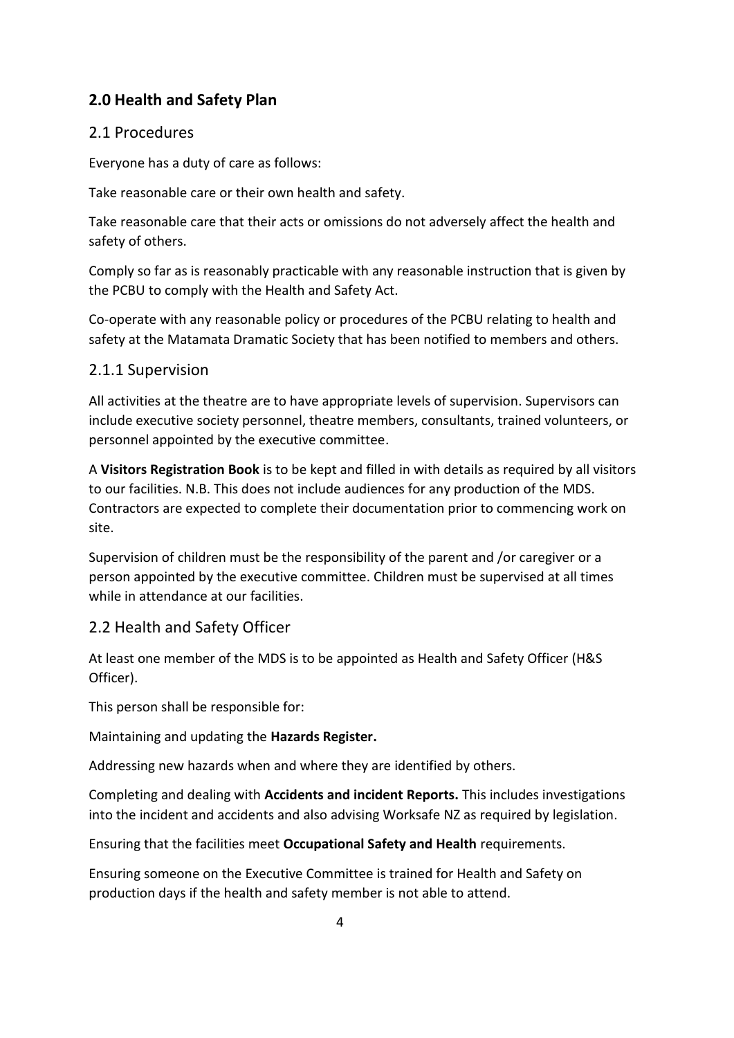## 2.0 Health and Safety Plan

### 2.1 Procedures

Everyone has a duty of care as follows:

Take reasonable care or their own health and safety.

Take reasonable care that their acts or omissions do not adversely affect the health and safety of others.

Comply so far as is reasonably practicable with any reasonable instruction that is given by the PCBU to comply with the Health and Safety Act.

Co-operate with any reasonable policy or procedures of the PCBU relating to health and safety at the Matamata Dramatic Society that has been notified to members and others.

#### 2.1.1 Supervision

All activities at the theatre are to have appropriate levels of supervision. Supervisors can include executive society personnel, theatre members, consultants, trained volunteers, or personnel appointed by the executive committee.

A **Visitors Registration Book** is to be kept and filled in with details as required by all visitors to our facilities. N.B. This does not include audiences for any production of the MDS. Contractors are expected to complete their documentation prior to commencing work on site.

Supervision of children must be the responsibility of the parent and /or caregiver or a person appointed by the executive committee. Children must be supervised at all times while in attendance at our facilities.

### 2.2 Health and Safety Officer

At least one member of the MDS is to be appointed as Health and Safety Officer (H&S Officer).

This person shall be responsible for:

Maintaining and updating the **Hazards Register.**

Addressing new hazards when and where they are identified by others.

Completing and dealing with **Accidents and incident Reports.** This includes investigations into the incident and accidents and also advising Worksafe NZ as required by legislation.

Ensuring that the facilities meet **Occupational Safety and Health** requirements.

Ensuring someone on the Executive Committee is trained for Health and Safety on production days if the health and safety member is not able to attend.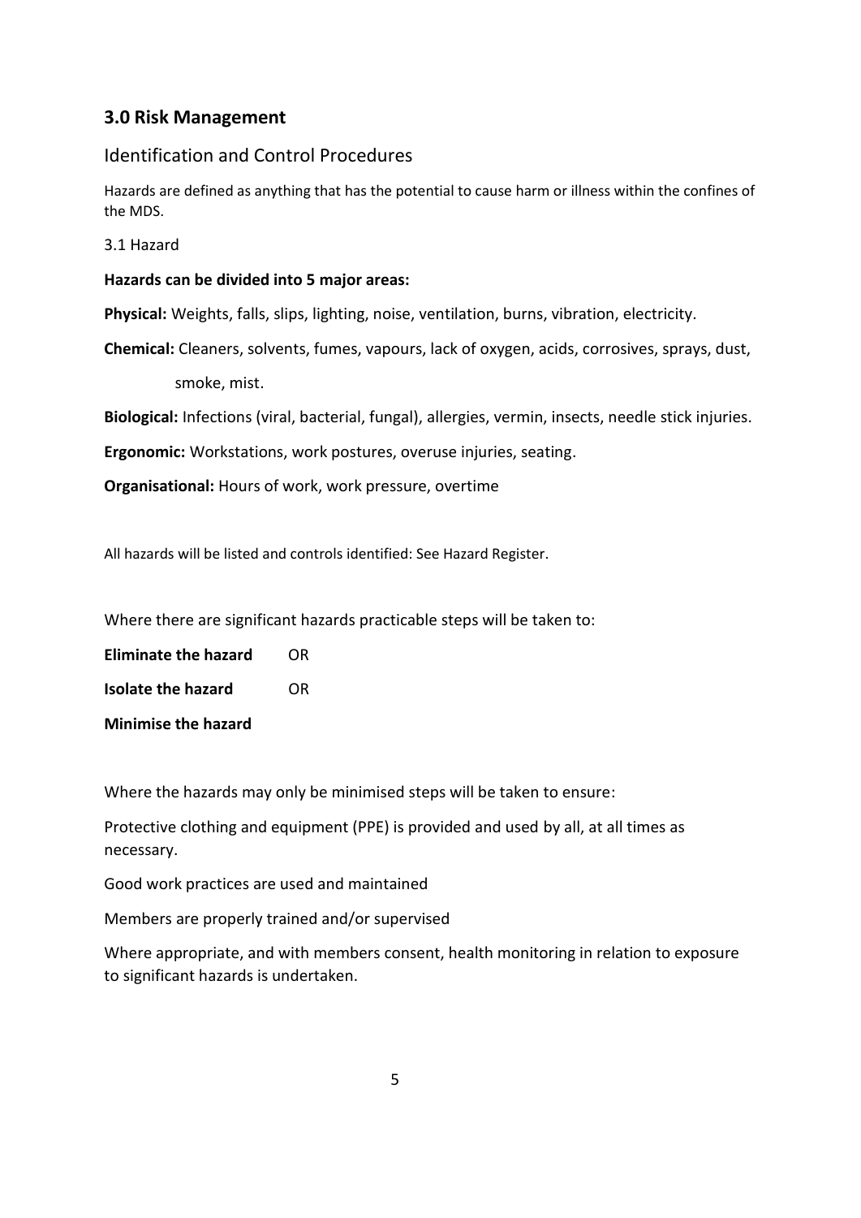## 3.0 Risk Management

### Identification and Control Procedures

Hazards are defined as anything that has the potential to cause harm or illness within the confines of the MDS.

3.1 Hazard

**Hazards can be divided into 5 major areas:**

**Physical:** Weights, falls, slips, lighting, noise, ventilation, burns, vibration, electricity.

**Chemical:** Cleaners, solvents, fumes, vapours, lack of oxygen, acids, corrosives, sprays, dust, smoke, mist.

**Biological:** Infections (viral, bacterial, fungal), allergies, vermin, insects, needle stick injuries.

**Ergonomic:** Workstations, work postures, overuse injuries, seating.

**Organisational:** Hours of work, work pressure, overtime

All hazards will be listed and controls identified: See Hazard Register.

Where there are significant hazards practicable steps will be taken to:

**Eliminate the hazard** OR

**Isolate the hazard** OR

**Minimise the hazard**

Where the hazards may only be minimised steps will be taken to ensure:

Protective clothing and equipment (PPE) is provided and used by all, at all times as necessary.

Good work practices are used and maintained

Members are properly trained and/or supervised

Where appropriate, and with members consent, health monitoring in relation to exposure to significant hazards is undertaken.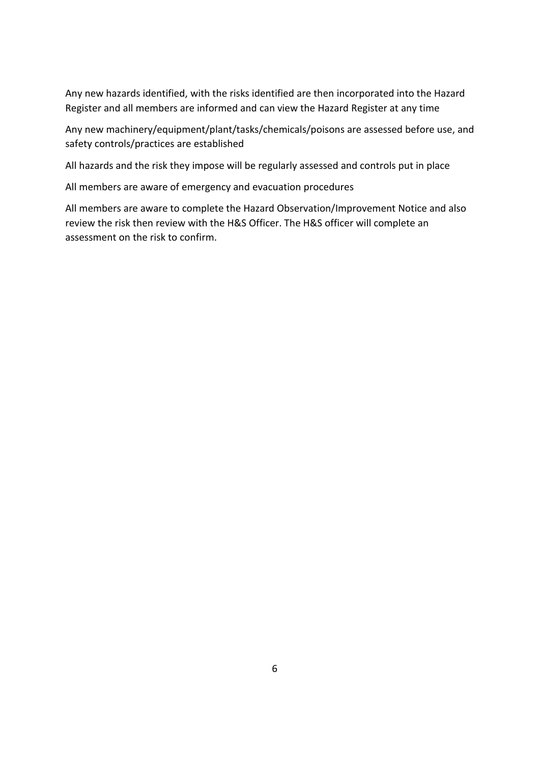Any new hazards identified, with the risks identified are then incorporated into the Hazard Register and all members are informed and can view the Hazard Register at any time

Any new machinery/equipment/plant/tasks/chemicals/poisons are assessed before use, and safety controls/practices are established

All hazards and the risk they impose will be regularly assessed and controls put in place

All members are aware of emergency and evacuation procedures

All members are aware to complete the Hazard Observation/Improvement Notice and also review the risk then review with the H&S Officer. The H&S officer will complete an assessment on the risk to confirm.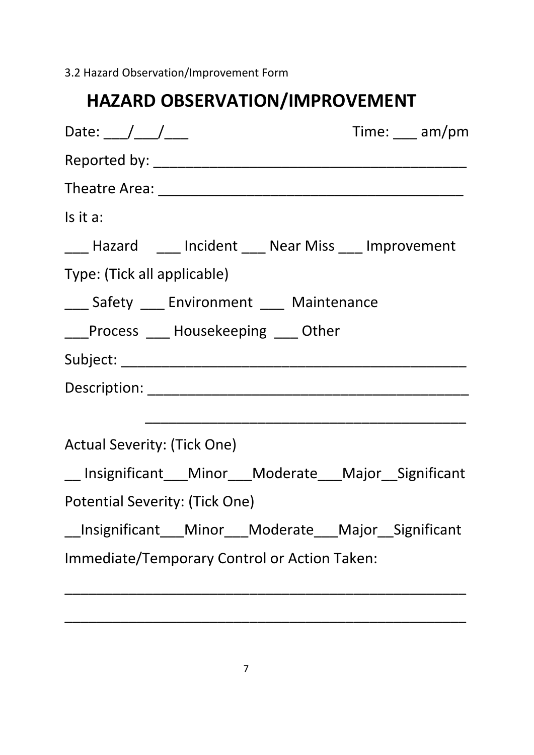3.2 Hazard Observation/Improvement Form

# HAZARD OBSERVATION/IMPROVEMENT

Date: ___/___/___ Time: ___ am/pm

Reported by: ________________________________________

Theatre Area: _______________________________________

Is it a:

___ Hazard ___ Incident ___ Near Miss ___ Improvement

Type: (Tick all applicable)

___ Safety ___ Environment ___ Maintenance

___Process ___ Housekeeping ___ Other

Subject: ____________________________________________

Description: _________________________________________

_________________________________________

Actual Severity: (Tick One)

__ Insignificant___Minor___Moderate___Major__Significant

Potential Severity: (Tick One)

__Insignificant___Minor___Moderate___Major__Significant

Immediate/Temporary Control or Action Taken:

____________________________________________________

____________________________________________________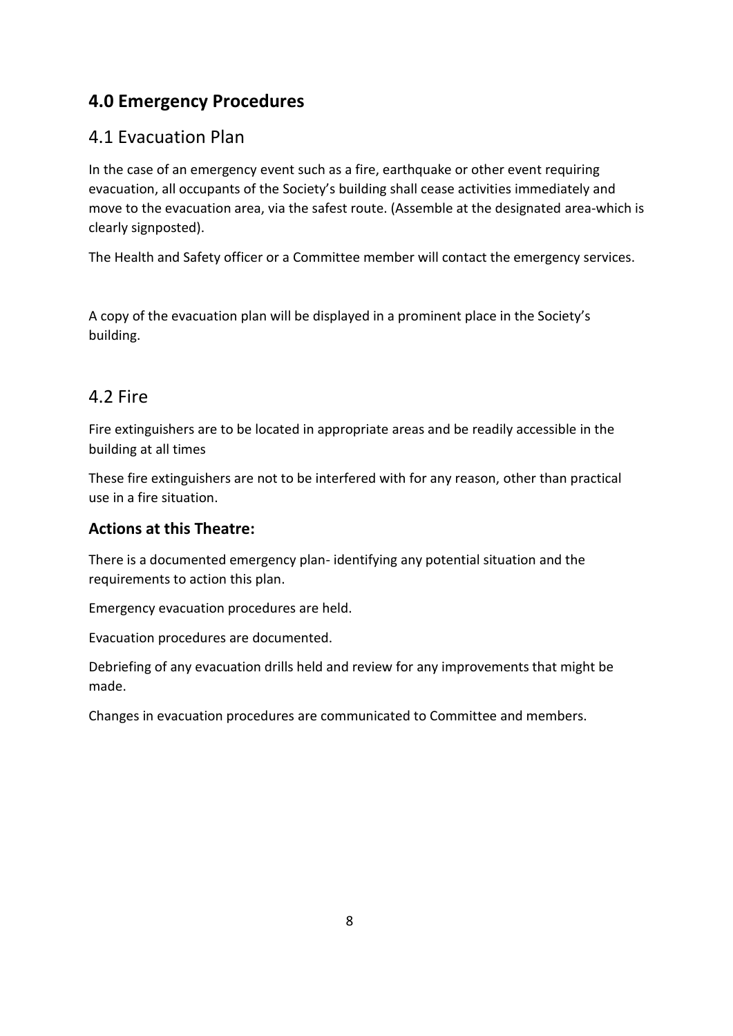## 4.0 Emergency Procedures

### 4.1 Evacuation Plan

In the case of an emergency event such as a fire, earthquake or other event requiring evacuation, all occupants of the Society's building shall cease activities immediately and move to the evacuation area, via the safest route. (Assemble at the designated area-which is clearly signposted).

The Health and Safety officer or a Committee member will contact the emergency services.

A copy of the evacuation plan will be displayed in a prominent place in the Society's building.

### 4.2 Fire

Fire extinguishers are to be located in appropriate areas and be readily accessible in the building at all times

These fire extinguishers are not to be interfered with for any reason, other than practical use in a fire situation.

#### Actions at this Theatre:

There is a documented emergency plan- identifying any potential situation and the requirements to action this plan.

Emergency evacuation procedures are held.

Evacuation procedures are documented.

Debriefing of any evacuation drills held and review for any improvements that might be made.

Changes in evacuation procedures are communicated to Committee and members.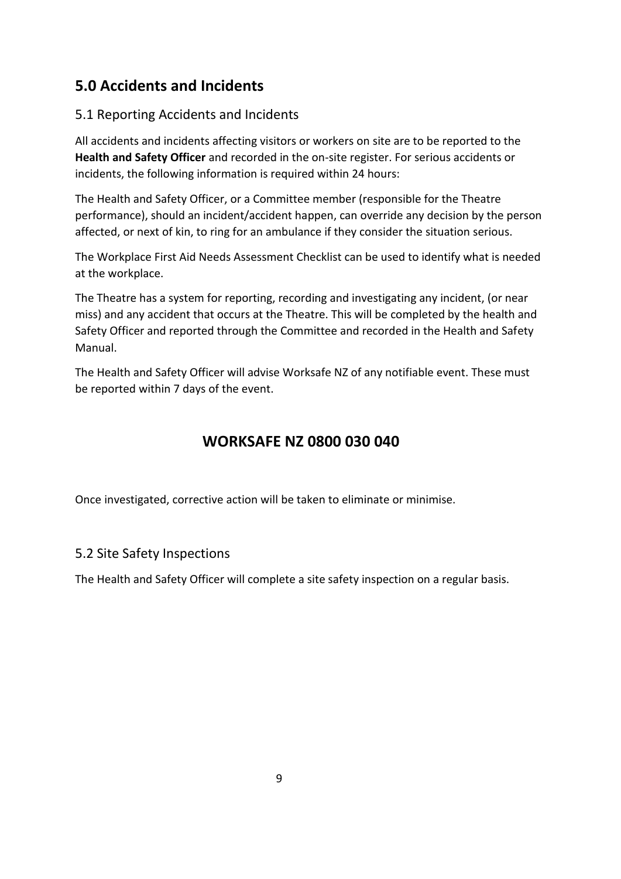## 5.0 Accidents and Incidents

### 5.1 Reporting Accidents and Incidents

All accidents and incidents affecting visitors or workers on site are to be reported to the **Health and Safety Officer** and recorded in the on-site register. For serious accidents or incidents, the following information is required within 24 hours:

The Health and Safety Officer, or a Committee member (responsible for the Theatre performance), should an incident/accident happen, can override any decision by the person affected, or next of kin, to ring for an ambulance if they consider the situation serious.

The Workplace First Aid Needs Assessment Checklist can be used to identify what is needed at the workplace.

The Theatre has a system for reporting, recording and investigating any incident, (or near miss) and any accident that occurs at the Theatre. This will be completed by the health and Safety Officer and reported through the Committee and recorded in the Health and Safety Manual.

The Health and Safety Officer will advise Worksafe NZ of any notifiable event. These must be reported within 7 days of the event.

**WORKSAFE NZ 0800 030 040**

Once investigated, corrective action will be taken to eliminate or minimise.

### 5.2 Site Safety Inspections

The Health and Safety Officer will complete a site safety inspection on a regular basis.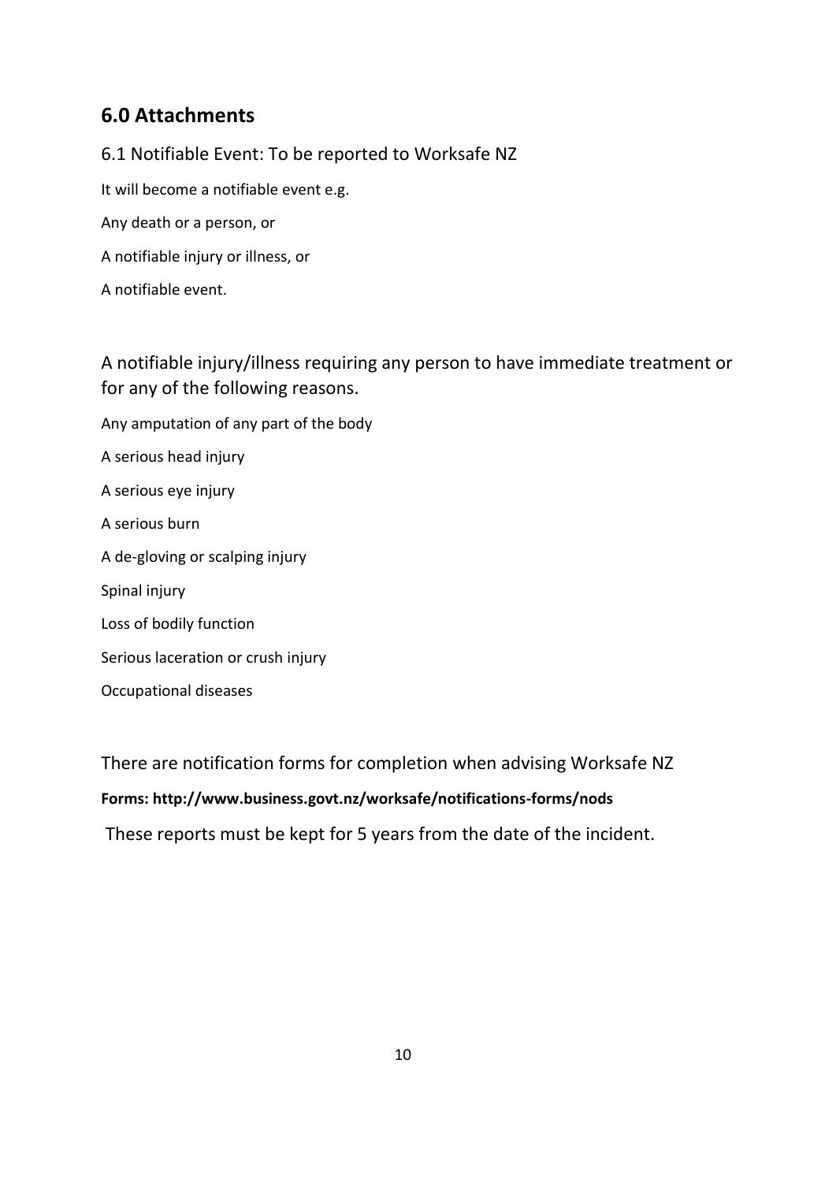## 6.0 Attachments

### 6.1 Notifiable Event: To be reported to Worksafe NZ

It will become a notifiable event e.g.

Any death or a person, or

A notifiable injury or illness, or

A notifiable event.

A notifiable injury/illness requiring any person to have immediate treatment or for any of the following reasons.

Any amputation of any part of the body

A serious head injury

A serious eye injury

A serious burn

A de-gloving or scalping injury

Spinal injury

Loss of bodily function

Serious laceration or crush injury

Occupational diseases

There are notification forms for completion when advising Worksafe NZ

**Forms: http://www.business.govt.nz/worksafe/notifications-forms/nods**

These reports must be kept for 5 years from the date of the incident.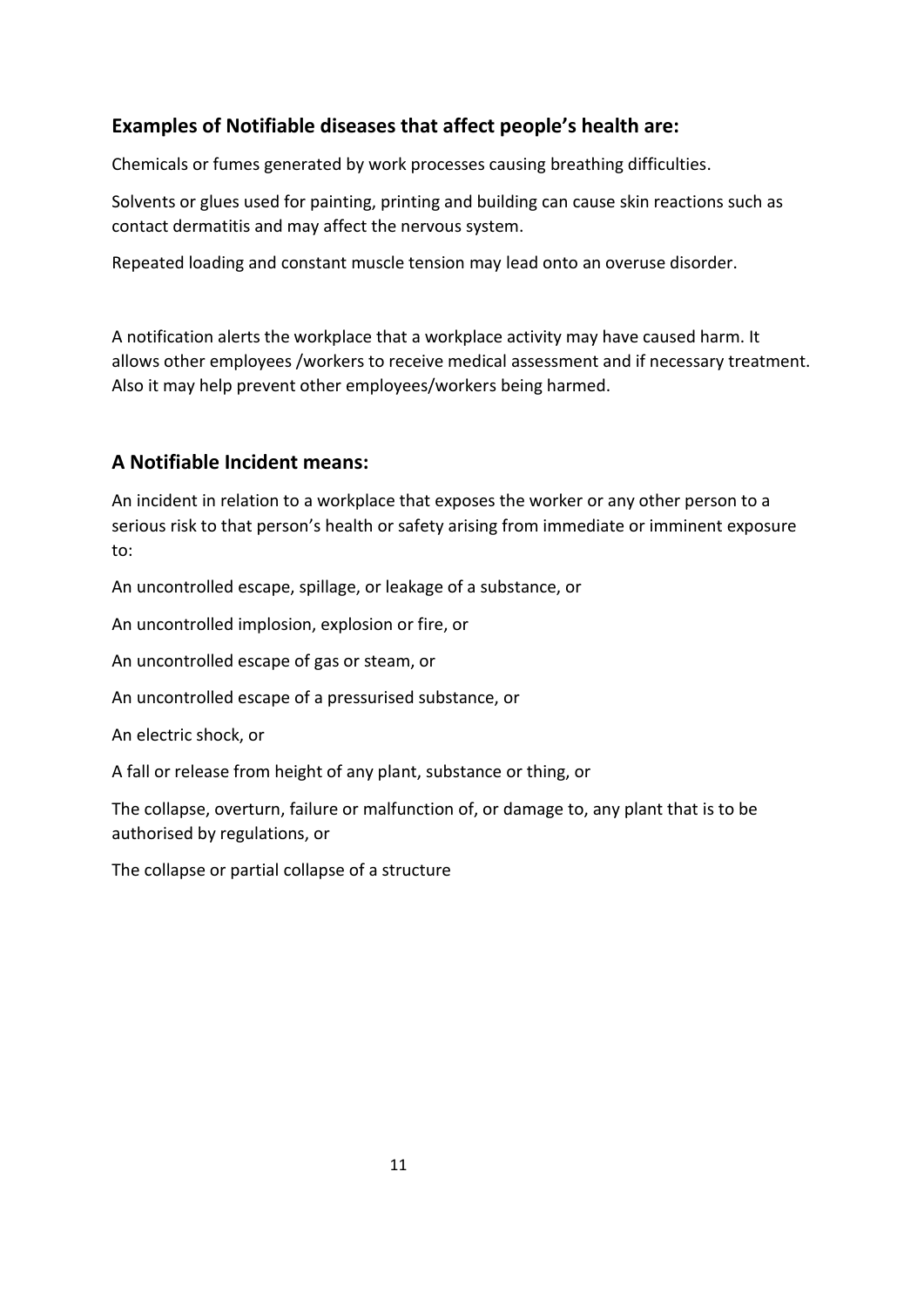## Examples of Notifiable diseases that affect people's health are:

Chemicals or fumes generated by work processes causing breathing difficulties.

Solvents or glues used for painting, printing and building can cause skin reactions such as contact dermatitis and may affect the nervous system.

Repeated loading and constant muscle tension may lead onto an overuse disorder.

A notification alerts the workplace that a workplace activity may have caused harm. It allows other employees /workers to receive medical assessment and if necessary treatment. Also it may help prevent other employees/workers being harmed.

## A Notifiable Incident means:

An incident in relation to a workplace that exposes the worker or any other person to a serious risk to that person's health or safety arising from immediate or imminent exposure to:

An uncontrolled escape, spillage, or leakage of a substance, or

An uncontrolled implosion, explosion or fire, or

An uncontrolled escape of gas or steam, or

An uncontrolled escape of a pressurised substance, or

An electric shock, or

A fall or release from height of any plant, substance or thing, or

The collapse, overturn, failure or malfunction of, or damage to, any plant that is to be authorised by regulations, or

The collapse or partial collapse of a structure